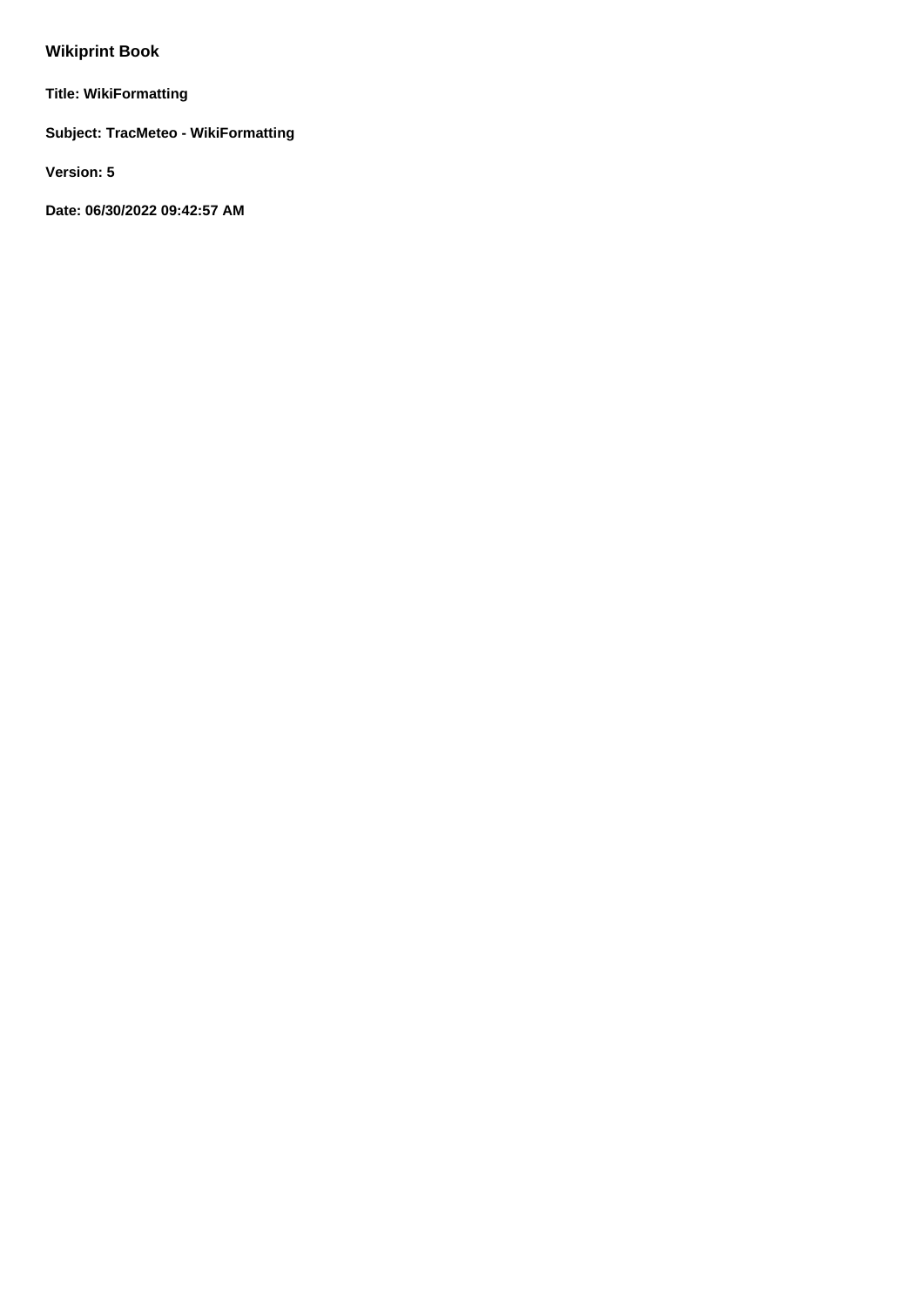## Wikiprint Book

**Title: WikiFormatting**

**Subject: TracMeteo - WikiFormatting**

**Version: 5**

**Date: 06/30/2022 09:42:57 AM**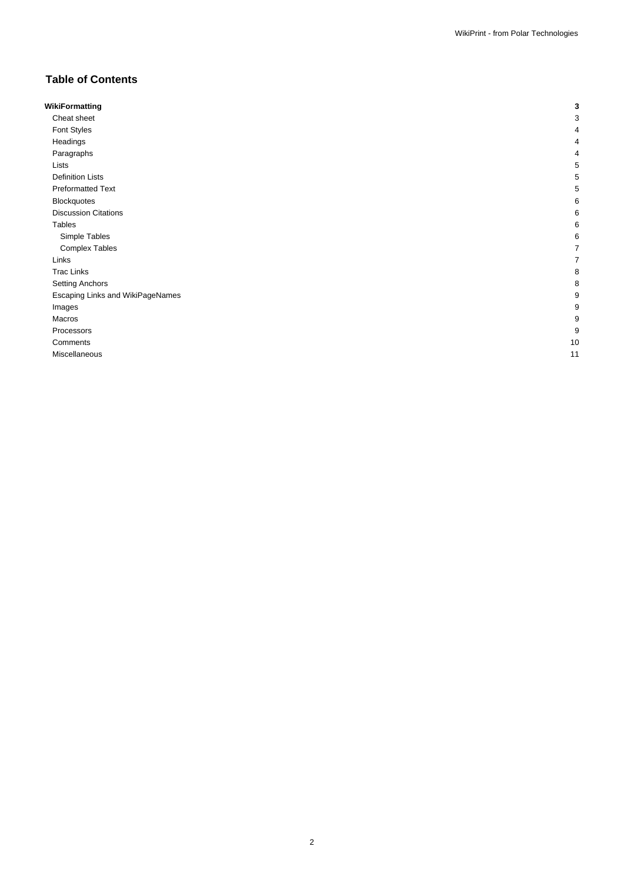## Table of Contents

| | |
|---|---|
| **WikiFormatting** | **3** |
| Cheat sheet | 3 |
| Font Styles | 4 |
| Headings | 4 |
| Paragraphs | 4 |
| Lists | 5 |
| Definition Lists | 5 |
| Preformatted Text | 5 |
| Blockquotes | 6 |
| Discussion Citations | 6 |
| Tables | 6 |
| Simple Tables | 6 |
| Complex Tables | 7 |
| Links | 7 |
| Trac Links | 8 |
| Setting Anchors | 8 |
| Escaping Links and WikiPageNames | 9 |
| Images | 9 |
| Macros | 9 |
| Processors | 9 |
| Comments | 10 |
| Miscellaneous | 11 |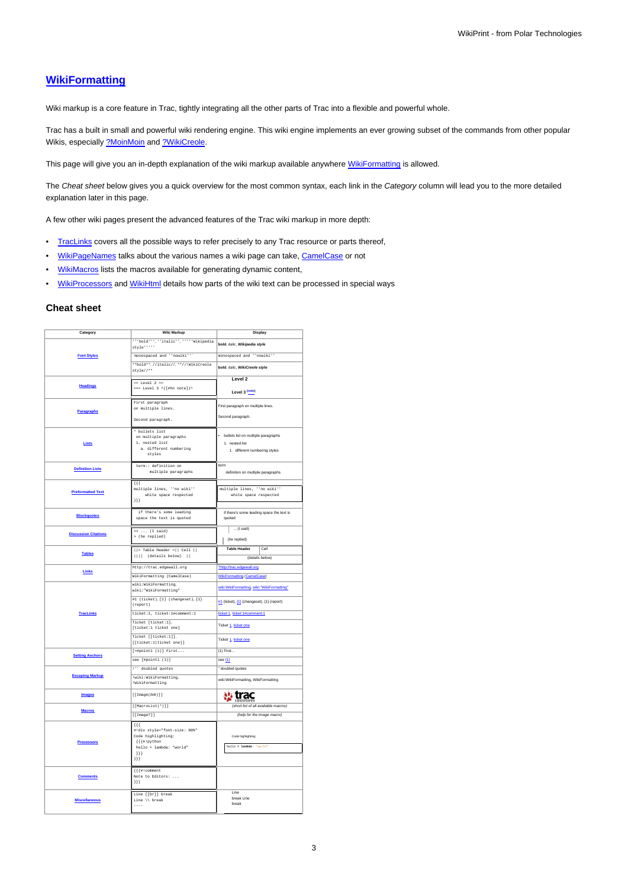# WikiFormatting

Wiki markup is a core feature in Trac, tightly integrating all the other parts of Trac into a flexible and powerful whole.

Trac has a built in small and powerful wiki rendering engine. This wiki engine implements an ever growing subset of the commands from other popular Wikis, especially ?MoinMoin and ?WikiCreole.

This page will give you an in-depth explanation of the wiki markup available anywhere WikiFormatting is allowed.

The *Cheat sheet* below gives you a quick overview for the most common syntax, each link in the *Category* column will lead you to the more detailed explanation later in this page.

A few other wiki pages present the advanced features of the Trac wiki markup in more depth:

- TracLinks covers all the possible ways to refer precisely to any Trac resource or parts thereof,
- WikiPageNames talks about the various names a wiki page can take, CamelCase or not
- WikiMacros lists the macros available for generating dynamic content,
- WikiProcessors and WikiHtml details how parts of the wiki text can be processed in special ways

### Cheat sheet

| Category | Wiki Markup | Display |
|---|---|---|
| Font Styles | `'''bold''', ''italic'', '''''Wikipedia style'''''` | **bold**, *italic*, ***Wikipedia style*** |
| | `` `monospaced and ''nowiki''` `` | `monospaced and ''nowiki''` |
| | `**bold**, //italic//, **//!WikiCreole style//**` | **bold**, *italic*, ***WikiCreole style*** |
| Headings | `== Level 2 ==` `=== Level 3 ^([#hn note])^` | Level 2 / Level 3 [(note)] |
| Paragraphs | `First paragraph` `on multiple lines.` `Second paragraph.` | First paragraph on multiple lines. / Second paragraph. |
| Lists | `* bullets list` `on multiple paragraphs` `1. nested list` `a. different numbering styles` | • bullets list on multiple paragraphs / 1. nested list / 1. different numbering styles |
| Definition Lists | `term:: definition on` `multiple paragraphs` | term / definition on multiple paragraphs |
| Preformatted Text | `{{{` `multiple lines, ''no wiki''` `white space respected` `}}}` | `multiple lines, ''no wiki''` `white space respected` |
| Blockquotes | `if there's some leading` `space the text is quoted` | if there's some leading space the text is quoted |
| Discussion Citations | `>> ... (I said)` `> (he replied)` | ... (I said) / (he replied) |
| Tables | `\|\|= Table Header =\|\| Cell \|\|` `\|\|\|\|  (details below)  \|\|` | Table Header / Cell / (details below) |
| Links | `http://trac.edgewall.org` | ?http://trac.edgewall.org |
| | `WikiFormatting (CamelCase)` | WikiFormatting (CamelCase) |
| TracLinks | `wiki:WikiFormatting, wiki:"WikiFormatting"` | wiki:WikiFormatting, wiki:"WikiFormatting" |
| | `#1 (ticket), [1] (changeset), {1} (report)` | #1 (ticket), [1] (changeset), {1} (report) |
| | `ticket:1, ticket:1#comment:1` | ticket:1, ticket:1#comment:1 |
| | `Ticket [ticket:1], [ticket:1 ticket one]` | Ticket 1, ticket one |
| | `Ticket [[ticket:1]], [[ticket:1\|ticket one]]` | Ticket 1, ticket one |
| Setting Anchors | `[=#point1 (1)] First...` | (1) First... |
| | `see [#point1 (1)]` | see (1) |
| Escaping Markup | `!'' doubled quotes` | '' doubled quotes |
| | `!wiki:WikiFormatting, !WikiFormatting` | wiki:WikiFormatting, WikiFormatting |
| Images | `[[Image(link)]]` | trac |
| Macros | `[[MacroList(*)]]` | *(short list of all available macros)* |
| | `[[Image?]]` | *(help for the Image macro)* |
| Processors | `{{{` `#!div style="font-size: 80%"` `Code highlighting:` `{{{#!python` `hello = lambda: "world"` `}}}` `}}}` | Code highlighting: `hello = lambda: "world"` |
| Comments | `{{{#!comment` `Note to Editors: ...` `}}}` | |
| Miscellaneous | `Line [[br]] break` `Line \\ break` `----` | Line / break Line / break |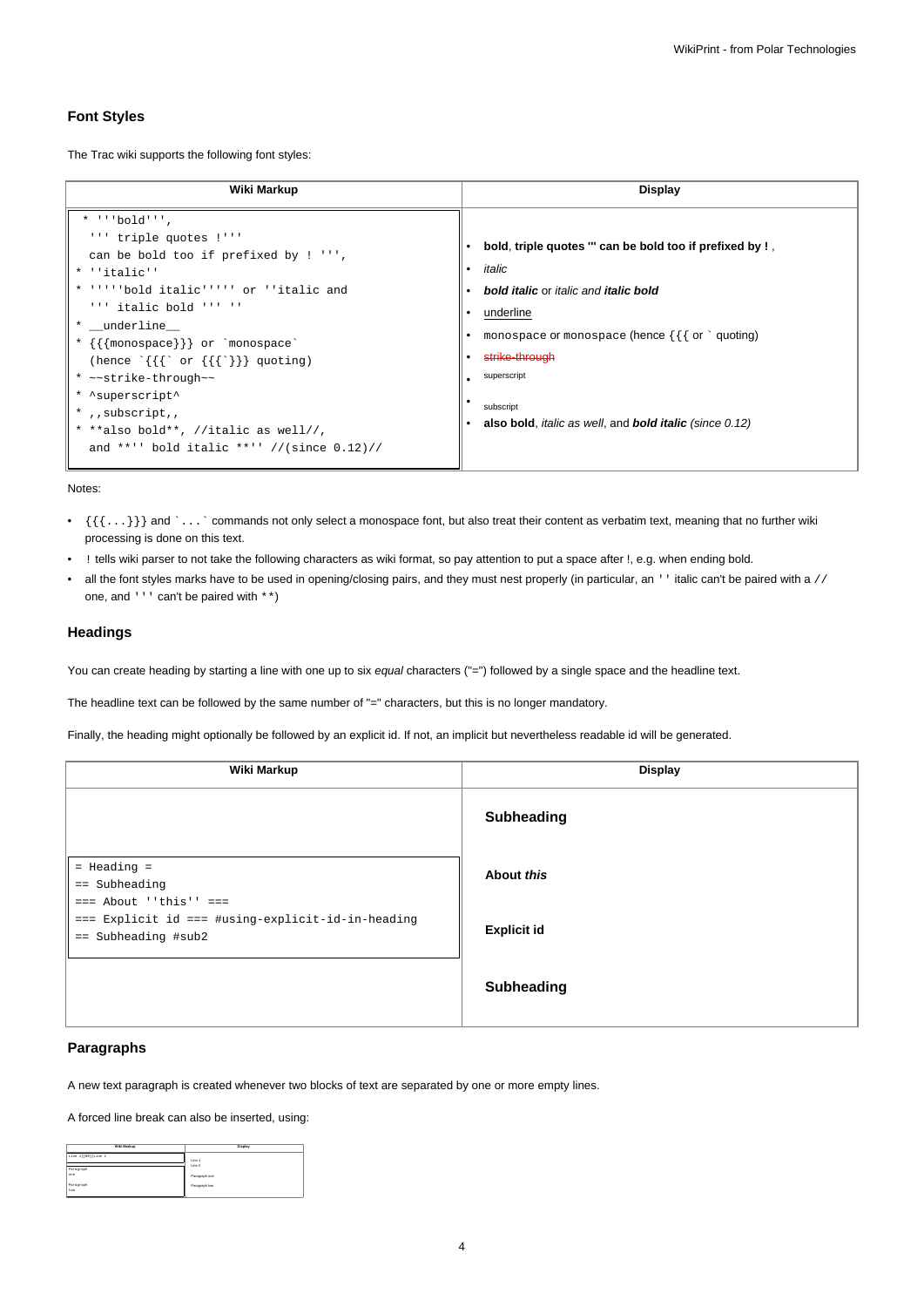### Font Styles

The Trac wiki supports the following font styles:

| Wiki Markup | Display |
| --- | --- |
| <pre>* '''bold''',<br>  ''' triple quotes !'''<br>  can be bold too if prefixed by ! ''',<br>* ''italic''<br>* '''''bold italic''''' or ''italic and<br>  ''' italic bold ''' ''<br>* __underline__<br>* {{{monospace}}} or `monospace`<br>  (hence `{{{` or {{{`}}} quoting)<br>* ~~strike-through~~<br>* ^superscript^<br>* ,,subscript,,<br>* **also bold**, //italic as well//,<br>  and **'' bold italic **'' //(since 0.12)//</pre> | • **bold**, **triple quotes ''' can be bold too if prefixed by !** ,<br>• *italic*<br>• ***bold italic*** or *italic and **italic bold***<br>• underline<br>• `monospace` or `monospace` (hence `{{{` or `` ` `` quoting)<br>• ~~strike-through~~<br>• superscript<br>• subscript<br>• **also bold**, *italic as well*, and ***bold italic*** *(since 0.12)* |

Notes:

- `{{{...}}}` and `` `...` `` commands not only select a monospace font, but also treat their content as verbatim text, meaning that no further wiki processing is done on this text.
- `!` tells wiki parser to not take the following characters as wiki format, so pay attention to put a space after !, e.g. when ending bold.
- all the font styles marks have to be used in opening/closing pairs, and they must nest properly (in particular, an `''` italic can't be paired with a `//` one, and `'''` can't be paired with `**`)

### Headings

You can create heading by starting a line with one up to six *equal* characters ("=") followed by a single space and the headline text.

The headline text can be followed by the same number of "=" characters, but this is no longer mandatory.

Finally, the heading might optionally be followed by an explicit id. If not, an implicit but nevertheless readable id will be generated.

| Wiki Markup | Display |
| --- | --- |
| <pre>= Heading =<br>== Subheading<br>=== About ''this'' ===<br>=== Explicit id === #using-explicit-id-in-heading<br>== Subheading #sub2</pre> | **Subheading**<br>**About *this***<br>**Explicit id**<br>**Subheading** |

### Paragraphs

A new text paragraph is created whenever two blocks of text are separated by one or more empty lines.

A forced line break can also be inserted, using:

| Wiki Markup | Display |
| --- | --- |
| <pre>Line 1[[BR]]Line 2</pre> | Line 1<br>Line 2 |
| Paragraph<br>one | Paragraph one |
| Paragraph<br>two | Paragraph two |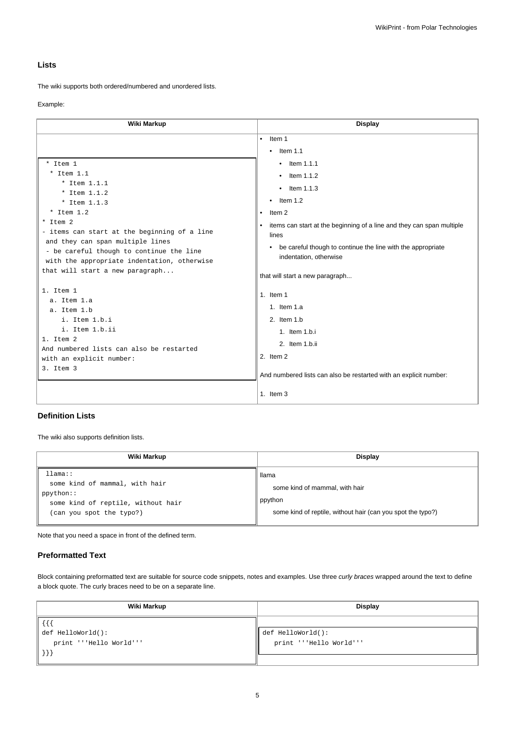### Lists

The wiki supports both ordered/numbered and unordered lists.

Example:

<table>
<tr><th>Wiki Markup</th><th>Display</th></tr>
<tr><td>

```
 * Item 1
   * Item 1.1
      * Item 1.1.1
      * Item 1.1.2
      * Item 1.1.3
   * Item 1.2
 * Item 2
 - items can start at the beginning of a line
   and they can span multiple lines
   - be careful though to continue the line
   with the appropriate indentation, otherwise
 that will start a new paragraph...

 1. Item 1
   a. Item 1.a
   a. Item 1.b
      i. Item 1.b.i
      i. Item 1.b.ii
 1. Item 2
 And numbered lists can also be restarted
 with an explicit number:
 3. Item 3
```

</td><td>

- Item 1
  - Item 1.1
    - Item 1.1.1
    - Item 1.1.2
    - Item 1.1.3
  - Item 1.2
- Item 2
- items can start at the beginning of a line and they can span multiple lines
  - be careful though to continue the line with the appropriate indentation, otherwise

that will start a new paragraph...

1. Item 1
   1. Item 1.a
   2. Item 1.b
      1. Item 1.b.i
      2. Item 1.b.ii
2. Item 2

And numbered lists can also be restarted with an explicit number:

1. Item 3

</td></tr>
</table>

### Definition Lists

The wiki also supports definition lists.

<table>
<tr><th>Wiki Markup</th><th>Display</th></tr>
<tr><td>

```
 llama::
   some kind of mammal, with hair
 ppython::
   some kind of reptile, without hair
   (can you spot the typo?)
```

</td><td>

llama

  some kind of mammal, with hair

ppython

  some kind of reptile, without hair (can you spot the typo?)

</td></tr>
</table>

Note that you need a space in front of the defined term.

### Preformatted Text

Block containing preformatted text are suitable for source code snippets, notes and examples. Use three *curly braces* wrapped around the text to define a block quote. The curly braces need to be on a separate line.

<table>
<tr><th>Wiki Markup</th><th>Display</th></tr>
<tr><td>

```
{{{
def HelloWorld():
    print '''Hello World'''
}}}
```

</td><td>

```
def HelloWorld():
    print '''Hello World'''
```

</td></tr>
</table>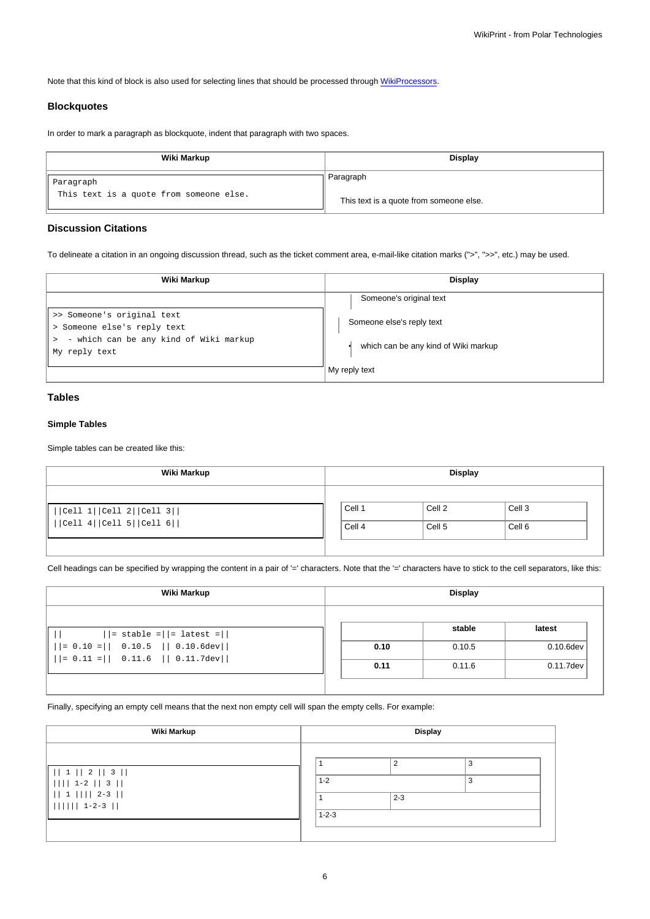Note that this kind of block is also used for selecting lines that should be processed through WikiProcessors.

### Blockquotes

In order to mark a paragraph as blockquote, indent that paragraph with two spaces.

| Wiki Markup | Display |
|---|---|
| `Paragraph`<br>`  This text is a quote from someone else.` | Paragraph<br><br>This text is a quote from someone else. |

### Discussion Citations

To delineate a citation in an ongoing discussion thread, such as the ticket comment area, e-mail-like citation marks (">", ">>", etc.) may be used.

| Wiki Markup | Display |
|---|---|
| `>> Someone's original text`<br>`> Someone else's reply text`<br>`>  - which can be any kind of Wiki markup`<br>`My reply text` | Someone's original text<br><br>Someone else's reply text<br><br>• which can be any kind of Wiki markup<br><br>My reply text |

### Tables

#### Simple Tables

Simple tables can be created like this:

| Wiki Markup | Display |
|---|---|
| `\|\|Cell 1\|\|Cell 2\|\|Cell 3\|\|`<br>`\|\|Cell 4\|\|Cell 5\|\|Cell 6\|\|` | Cell 1 / Cell 2 / Cell 3<br>Cell 4 / Cell 5 / Cell 6 |

Display:

| Cell 1 | Cell 2 | Cell 3 |
|---|---|---|
| Cell 4 | Cell 5 | Cell 6 |

Cell headings can be specified by wrapping the content in a pair of '=' characters. Note that the '=' characters have to stick to the cell separators, like this:

```
||        ||= stable =||= latest =||
||= 0.10 =||  0.10.5  || 0.10.6dev||
||= 0.11 =||  0.11.6  || 0.11.7dev||
```

Display:

| | **stable** | **latest** |
|---|---|---|
| **0.10** | 0.10.5 | 0.10.6dev |
| **0.11** | 0.11.6 | 0.11.7dev |

Finally, specifying an empty cell means that the next non empty cell will span the empty cells. For example:

```
|| 1 || 2 || 3 ||
|||| 1-2 || 3 ||
|| 1 |||| 2-3 ||
|||||| 1-2-3 ||
```

Display:

| 1 | 2 | 3 |
|---|---|---|
| 1-2 | | 3 |
| 1 | 2-3 | |
| 1-2-3 | | |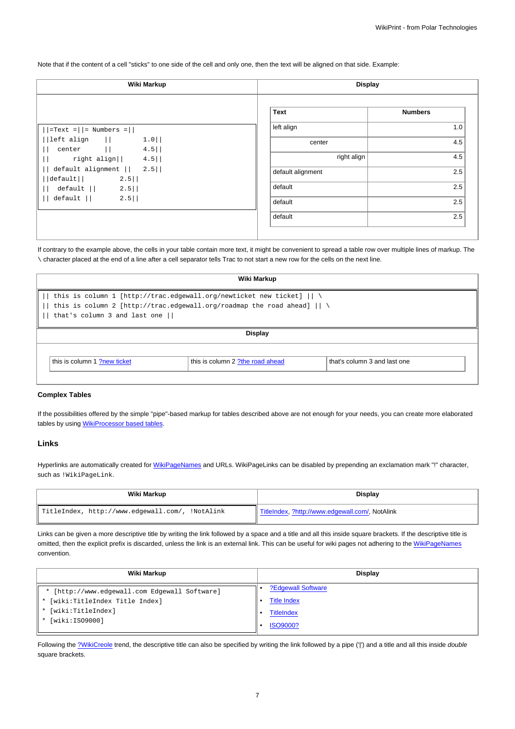Note that if the content of a cell "sticks" to one side of the cell and only one, then the text will be aligned on that side. Example:

| Wiki Markup | Display |
|---|---|
| <code>&#124;&#124;=Text =&#124;&#124;= Numbers =&#124;&#124;</code><br><code>&#124;&#124;left align &#124;&#124; 1.0&#124;&#124;</code><br><code>&#124;&#124; center &#124;&#124; 4.5&#124;&#124;</code><br><code>&#124;&#124; right align&#124;&#124; 4.5&#124;&#124;</code><br><code>&#124;&#124; default alignment &#124;&#124; 2.5&#124;&#124;</code><br><code>&#124;&#124;default&#124;&#124; 2.5&#124;&#124;</code><br><code>&#124;&#124; default &#124;&#124; 2.5&#124;&#124;</code><br><code>&#124;&#124; default &#124;&#124; 2.5&#124;&#124;</code> | **Text** / **Numbers**<br>left align / 1.0<br>center / 4.5<br>right align / 4.5<br>default alignment / 2.5<br>default / 2.5<br>default / 2.5<br>default / 2.5 |

If contrary to the example above, the cells in your table contain more text, it might be convenient to spread a table row over multiple lines of markup. The \ character placed at the end of a line after a cell separator tells Trac to not start a new row for the cells on the next line.

**Wiki Markup**

```
|| this is column 1 [http://trac.edgewall.org/newticket new ticket] || \
|| this is column 2 [http://trac.edgewall.org/roadmap the road ahead] || \
|| that's column 3 and last one ||
```

**Display**

| this is column 1 ?new ticket | this is column 2 ?the road ahead | that's column 3 and last one |
|---|---|---|

### Complex Tables

If the possibilities offered by the simple "pipe"-based markup for tables described above are not enough for your needs, you can create more elaborated tables by using WikiProcessor based tables.

## Links

Hyperlinks are automatically created for WikiPageNames and URLs. WikiPageLinks can be disabled by prepending an exclamation mark "!" character, such as `!WikiPageLink`.

| Wiki Markup | Display |
|---|---|
| `TitleIndex, http://www.edgewall.com/, !NotAlink` | TitleIndex, ?http://www.edgewall.com/, NotAlink |

Links can be given a more descriptive title by writing the link followed by a space and a title and all this inside square brackets. If the descriptive title is omitted, then the explicit prefix is discarded, unless the link is an external link. This can be useful for wiki pages not adhering to the WikiPageNames convention.

| Wiki Markup | Display |
|---|---|
| `* [http://www.edgewall.com Edgewall Software]`<br>`* [wiki:TitleIndex Title Index]`<br>`* [wiki:TitleIndex]`<br>`* [wiki:ISO9000]` | • ?Edgewall Software<br>• Title Index<br>• TitleIndex<br>• ISO9000? |

Following the ?WikiCreole trend, the descriptive title can also be specified by writing the link followed by a pipe ('|') and a title and all this inside *double* square brackets.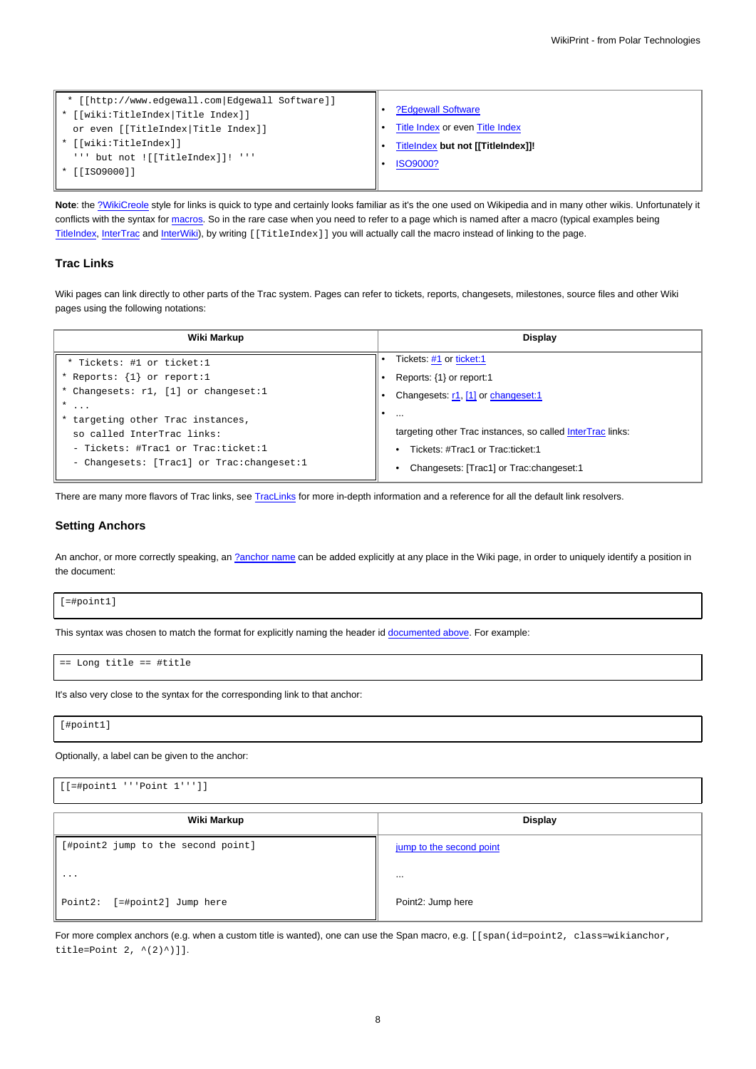| Wiki Markup | Display |
| --- | --- |
| `* [[http://www.edgewall.com\|Edgewall Software]]`<br>`* [[wiki:TitleIndex\|Title Index]]`<br>`  or even [[TitleIndex\|Title Index]]`<br>`* [[wiki:TitleIndex]]`<br>`  ''' but not ![[TitleIndex]]! '''`<br>`* [[ISO9000]]` | • ?Edgewall Software<br>• Title Index or even Title Index<br>• TitleIndex **but not [[TitleIndex]]!**<br>• ISO9000? |

**Note**: the ?WikiCreole style for links is quick to type and certainly looks familiar as it's the one used on Wikipedia and in many other wikis. Unfortunately it conflicts with the syntax for macros. So in the rare case when you need to refer to a page which is named after a macro (typical examples being TitleIndex, InterTrac and InterWiki), by writing `[[TitleIndex]]` you will actually call the macro instead of linking to the page.

### Trac Links

Wiki pages can link directly to other parts of the Trac system. Pages can refer to tickets, reports, changesets, milestones, source files and other Wiki pages using the following notations:

| Wiki Markup | Display |
| --- | --- |
| `* Tickets: #1 or ticket:1`<br>`* Reports: {1} or report:1`<br>`* Changesets: r1, [1] or changeset:1`<br>`* ...`<br>`* targeting other Trac instances,`<br>`  so called InterTrac links:`<br>`  - Tickets: #Trac1 or Trac:ticket:1`<br>`  - Changesets: [Trac1] or Trac:changeset:1` | • Tickets: #1 or ticket:1<br>• Reports: {1} or report:1<br>• Changesets: r1, [1] or changeset:1<br>• ...<br>targeting other Trac instances, so called InterTrac links:<br>  • Tickets: #Trac1 or Trac:ticket:1<br>  • Changesets: [Trac1] or Trac:changeset:1 |

There are many more flavors of Trac links, see TracLinks for more in-depth information and a reference for all the default link resolvers.

### Setting Anchors

An anchor, or more correctly speaking, an ?anchor name can be added explicitly at any place in the Wiki page, in order to uniquely identify a position in the document:

```
[=#point1]
```

This syntax was chosen to match the format for explicitly naming the header id documented above. For example:

```
== Long title == #title
```

It's also very close to the syntax for the corresponding link to that anchor:

```
[#point1]
```

Optionally, a label can be given to the anchor:

```
[[=#point1 '''Point 1''']]
```

| Wiki Markup | Display |
| --- | --- |
| `[#point2 jump to the second point]`<br><br>`...`<br><br>`Point2:  [=#point2] Jump here` | jump to the second point<br><br>...<br><br>Point2: Jump here |

For more complex anchors (e.g. when a custom title is wanted), one can use the Span macro, e.g. `[[span(id=point2, class=wikianchor, title=Point 2, ^(2)^)]]`.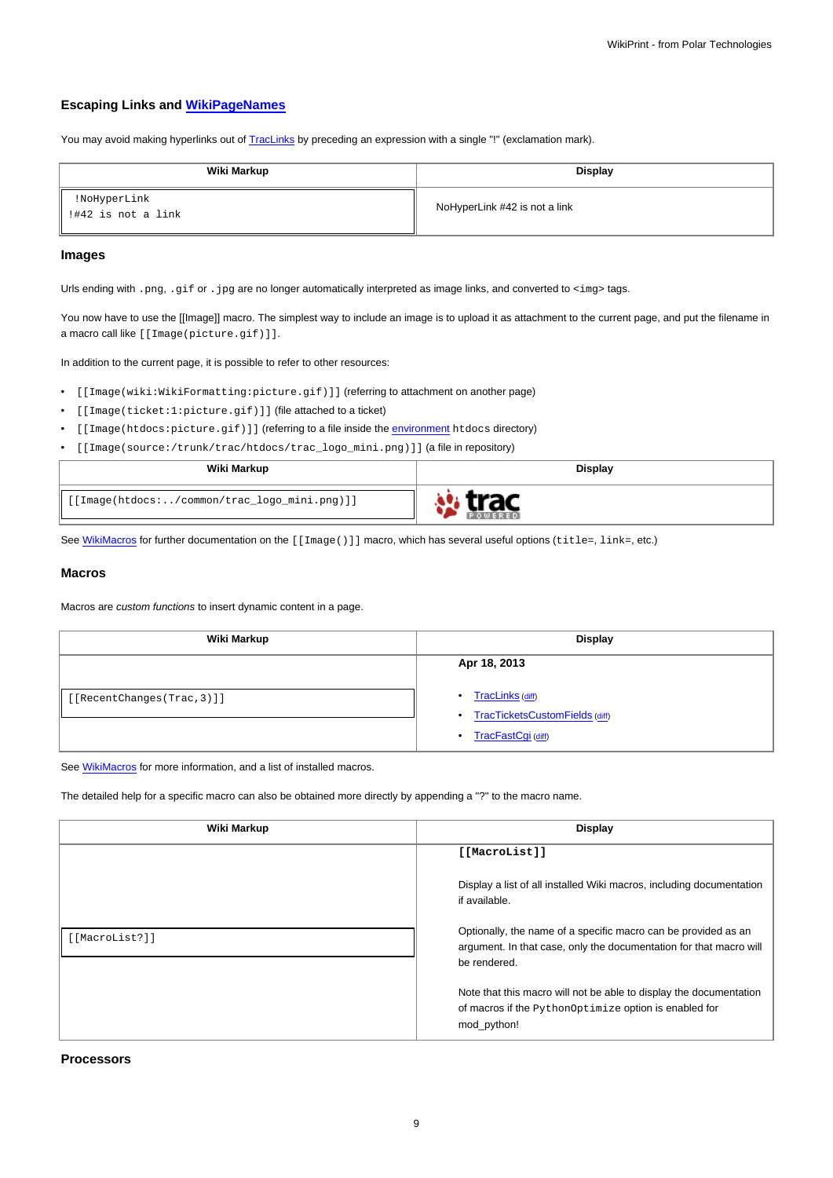### Escaping Links and WikiPageNames

You may avoid making hyperlinks out of TracLinks by preceding an expression with a single "!" (exclamation mark).

| Wiki Markup | Display |
|---|---|
| `!NoHyperLink`<br>`!#42 is not a link` | NoHyperLink #42 is not a link |

### Images

Urls ending with `.png`, `.gif` or `.jpg` are no longer automatically interpreted as image links, and converted to `<img>` tags.

You now have to use the [[Image]] macro. The simplest way to include an image is to upload it as attachment to the current page, and put the filename in a macro call like `[[Image(picture.gif)]]`.

In addition to the current page, it is possible to refer to other resources:

- `[[Image(wiki:WikiFormatting:picture.gif)]]` (referring to attachment on another page)
- `[[Image(ticket:1:picture.gif)]]` (file attached to a ticket)
- `[[Image(htdocs:picture.gif)]]` (referring to a file inside the environment `htdocs` directory)
- `[[Image(source:/trunk/trac/htdocs/trac_logo_mini.png)]]` (a file in repository)

| Wiki Markup | Display |
|---|---|
| `[[Image(htdocs:../common/trac_logo_mini.png)]]` | trac POWERED |

See WikiMacros for further documentation on the `[[Image()]]` macro, which has several useful options (`title=`, `link=`, etc.)

### Macros

Macros are *custom functions* to insert dynamic content in a page.

| Wiki Markup | Display |
|---|---|
| `[[RecentChanges(Trac,3)]]` | **Apr 18, 2013**<br>• TracLinks (diff)<br>• TracTicketsCustomFields (diff)<br>• TracFastCgi (diff) |

See WikiMacros for more information, and a list of installed macros.

The detailed help for a specific macro can also be obtained more directly by appending a "?" to the macro name.

| Wiki Markup | Display |
|---|---|
| `[[MacroList?]]` | **`[[MacroList]]`**<br><br>Display a list of all installed Wiki macros, including documentation if available.<br><br>Optionally, the name of a specific macro can be provided as an argument. In that case, only the documentation for that macro will be rendered.<br><br>Note that this macro will not be able to display the documentation of macros if the `PythonOptimize` option is enabled for mod_python! |

### Processors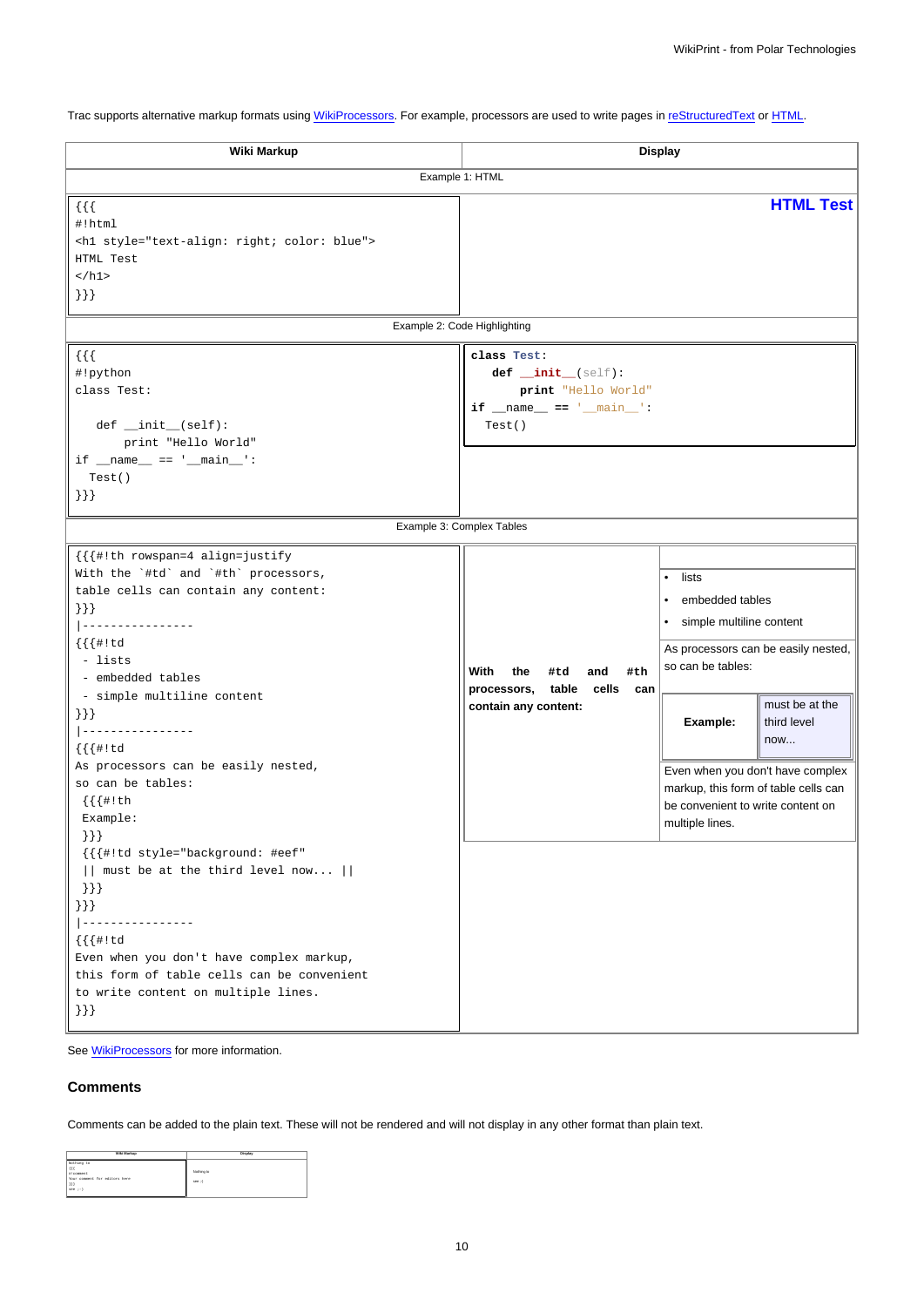Trac supports alternative markup formats using WikiProcessors. For example, processors are used to write pages in reStructuredText or HTML.

| Wiki Markup | Display |
| --- | --- |
| Example 1: HTML | |
| <pre>{{{<br>#!html<br>&lt;h1 style="text-align: right; color: blue"&gt;<br>HTML Test<br>&lt;/h1&gt;<br>}}}</pre> | **HTML Test** |
| Example 2: Code Highlighting | |
| <pre>{{{<br>#!python<br>class Test:<br><br>    def __init__(self):<br>        print "Hello World"<br>if __name__ == '__main__':<br>  Test()<br>}}}</pre> | <pre>class Test:<br>    def __init__(self):<br>        print "Hello World"<br>if __name__ == '__main__':<br>  Test()</pre> |
| Example 3: Complex Tables | |
| <pre>{{{#!th rowspan=4 align=justify<br>With the `#td` and `#th` processors,<br>table cells can contain any content:<br>}}}<br>\|----------------<br>{{{#!td<br>  - lists<br>  - embedded tables<br>  - simple multiline content<br>}}}<br>\|----------------<br>{{{#!td<br>As processors can be easily nested,<br>so can be tables:<br>  {{{#!th<br>  Example:<br>  }}}<br>  {{{#!td style="background: #eef"<br>  \|\| must be at the third level now... \|\|<br>  }}}<br>}}}<br>\|----------------<br>{{{#!td<br>Even when you don't have complex markup,<br>this form of table cells can be convenient<br>to write content on multiple lines.<br>}}}</pre> | **With the #td and #th processors, table cells can contain any content:** — • lists • embedded tables • simple multiline content — As processors can be easily nested, so can be tables: [**Example:** \| must be at the third level now...] — Even when you don't have complex markup, this form of table cells can be convenient to write content on multiple lines. |

See WikiProcessors for more information.

### Comments

Comments can be added to the plain text. These will not be rendered and will not display in any other format than plain text.

| Wiki Markup | Display |
| --- | --- |
| <pre>Nothing to<br>{{{<br>#!comment<br>Your comment for editors here<br>}}}<br>see ;-)</pre> | Nothing to<br><br>see ;-) |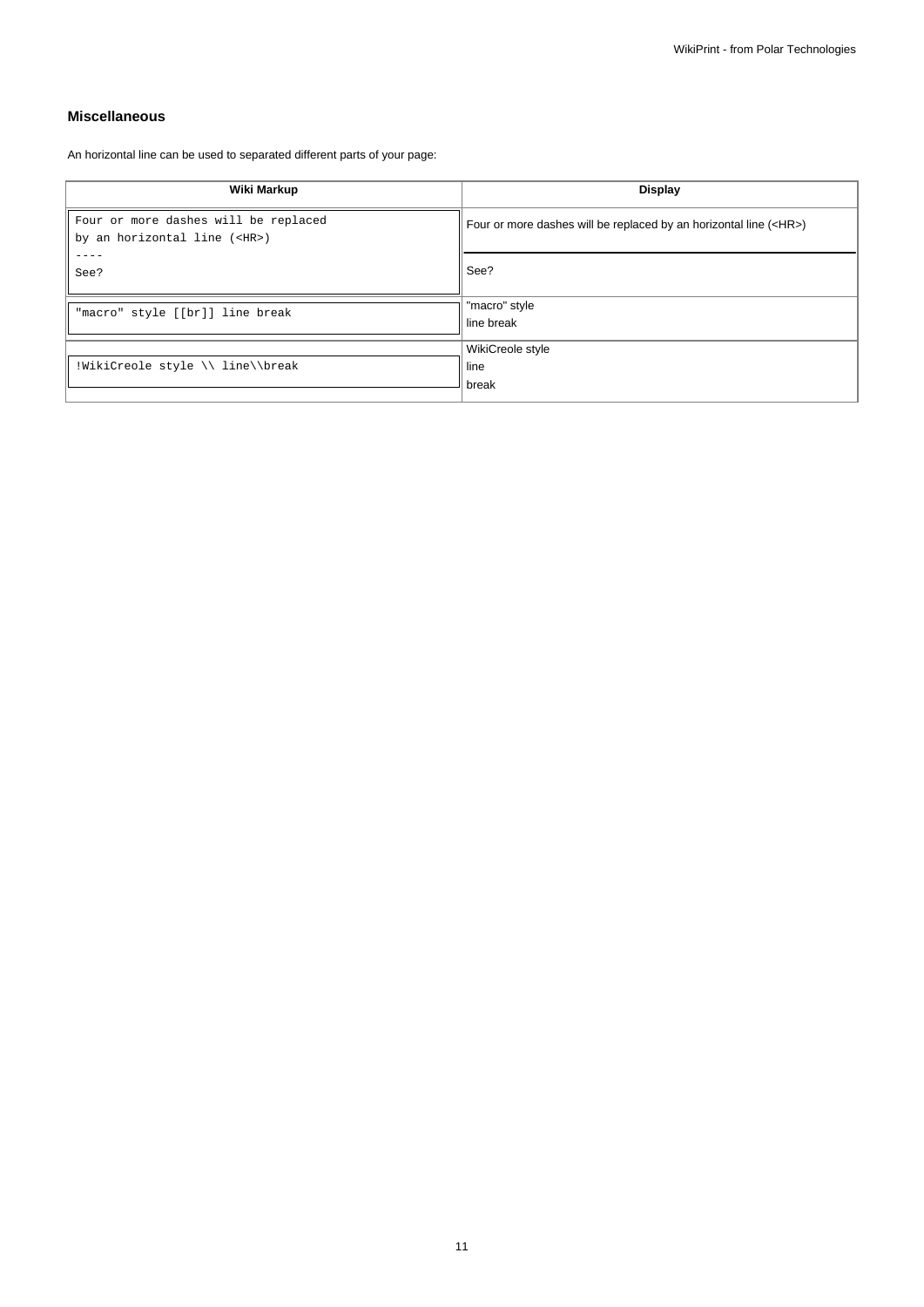### Miscellaneous

An horizontal line can be used to separated different parts of your page:

| Wiki Markup | Display |
| --- | --- |
| Four or more dashes will be replaced<br>by an horizontal line (<HR>)<br>----<br>See? | Four or more dashes will be replaced by an horizontal line (<HR>)<br><hr>See? |
| "macro" style [[br]] line break | "macro" style<br>line break |
| !WikiCreole style \\ line\\break | WikiCreole style<br>line<br>break |